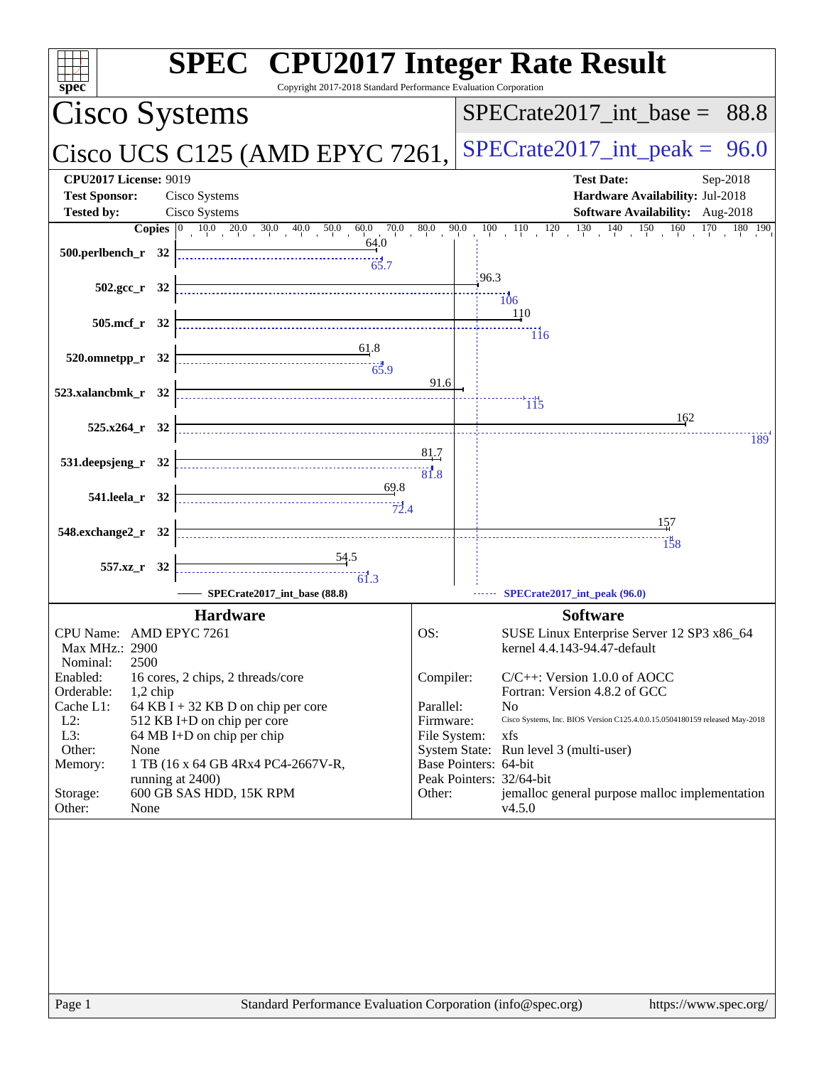# SPEC CPU2017 Integer Rate Result

Copyright 2017-2018 Standard Performance Evaluation Corporation

## Cisco Systems

## Cisco UCS C125 (AMD EPYC 7261,

SPECrate2017_int_base = 88.8

SPECrate2017_int_peak = 96.0

| | | | |
|---|---|---|---|
| **CPU2017 License:** | 9019 | **Test Date:** | Sep-2018 |
| **Test Sponsor:** | Cisco Systems | **Hardware Availability:** | Jul-2018 |
| **Tested by:** | Cisco Systems | **Software Availability:** | Aug-2018 |

| Benchmark | Copies | SPECrate2017_int_base (88.8) | SPECrate2017_int_peak (96.0) |
|---|---|---|---|
| 500.perlbench_r | 32 | 64.0 | 65.7 |
| 502.gcc_r | 32 | 96.3 | 106 |
| 505.mcf_r | 32 | 110 | 116 |
| 520.omnetpp_r | 32 | 61.8 | 65.9 |
| 523.xalancbmk_r | 32 | 91.6 | 115 |
| 525.x264_r | 32 | 162 | 189 |
| 531.deepsjeng_r | 32 | 81.7 | 81.8 |
| 541.leela_r | 32 | 69.8 | 72.4 |
| 548.exchange2_r | 32 | 157 | 158 |
| 557.xz_r | 32 | 54.5 | 61.3 |

### Hardware

| | |
|---|---|
| CPU Name: | AMD EPYC 7261 |
| Max MHz.: | 2900 |
| Nominal: | 2500 |
| Enabled: | 16 cores, 2 chips, 2 threads/core |
| Orderable: | 1,2 chip |
| Cache L1: | 64 KB I + 32 KB D on chip per core |
| L2: | 512 KB I+D on chip per core |
| L3: | 64 MB I+D on chip per chip |
| Other: | None |
| Memory: | 1 TB (16 x 64 GB 4Rx4 PC4-2667V-R, running at 2400) |
| Storage: | 600 GB SAS HDD, 15K RPM |
| Other: | None |

### Software

| | |
|---|---|
| OS: | SUSE Linux Enterprise Server 12 SP3 x86_64 kernel 4.4.143-94.47-default |
| Compiler: | C/C++: Version 1.0.0 of AOCC Fortran: Version 4.8.2 of GCC |
| Parallel: | No |
| Firmware: | Cisco Systems, Inc. BIOS Version C125.4.0.0.15.0504180159 released May-2018 |
| File System: | xfs |
| System State: | Run level 3 (multi-user) |
| Base Pointers: | 64-bit |
| Peak Pointers: | 32/64-bit |
| Other: | jemalloc general purpose malloc implementation v4.5.0 |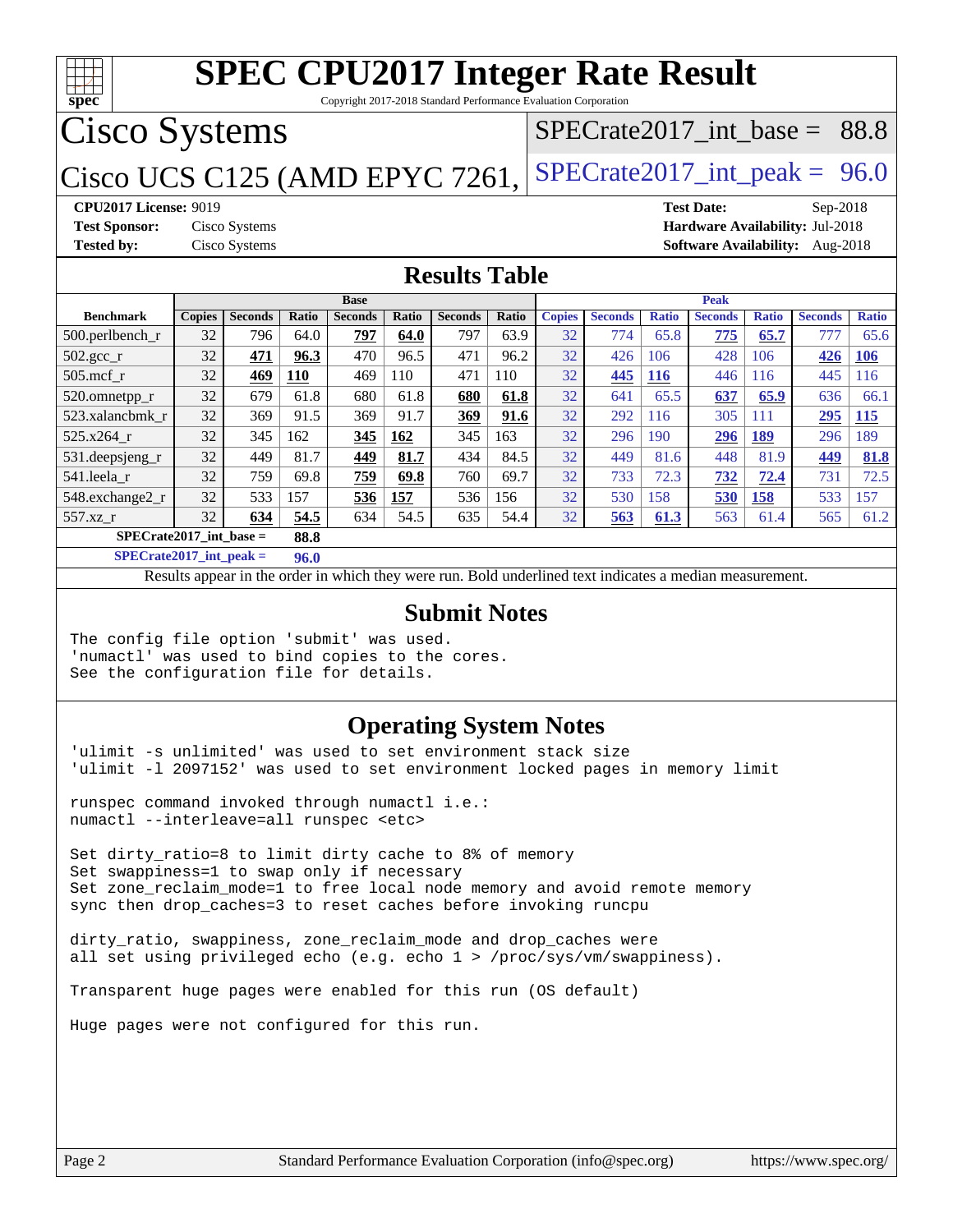# SPEC CPU2017 Integer Rate Result

Copyright 2017-2018 Standard Performance Evaluation Corporation

## Cisco Systems

## Cisco UCS C125 (AMD EPYC 7261,

SPECrate2017_int_base = 88.8

SPECrate2017_int_peak = 96.0

**CPU2017 License:** 9019
**Test Sponsor:** Cisco Systems
**Tested by:** Cisco Systems

**Test Date:** Sep-2018
**Hardware Availability:** Jul-2018
**Software Availability:** Aug-2018

## Results Table

| | Base | | | | | | | Peak | | | | | | |
|---|---|---|---|---|---|---|---|---|---|---|---|---|---|---|
| **Benchmark** | **Copies** | **Seconds** | **Ratio** | **Seconds** | **Ratio** | **Seconds** | **Ratio** | **Copies** | **Seconds** | **Ratio** | **Seconds** | **Ratio** | **Seconds** | **Ratio** |
| 500.perlbench_r | 32 | 796 | 64.0 | **797** | **64.0** | 797 | 63.9 | 32 | 774 | 65.8 | **775** | **65.7** | 777 | 65.6 |
| 502.gcc_r | 32 | **471** | **96.3** | 470 | 96.5 | 471 | 96.2 | 32 | 426 | 106 | 428 | 106 | **426** | **106** |
| 505.mcf_r | 32 | **469** | **110** | 469 | 110 | 471 | 110 | 32 | **445** | **116** | 446 | 116 | 445 | 116 |
| 520.omnetpp_r | 32 | 679 | 61.8 | 680 | 61.8 | **680** | **61.8** | 32 | 641 | 65.5 | **637** | **65.9** | 636 | 66.1 |
| 523.xalancbmk_r | 32 | 369 | 91.5 | 369 | 91.7 | **369** | **91.6** | 32 | 292 | 116 | 305 | 111 | **295** | **115** |
| 525.x264_r | 32 | 345 | 162 | **345** | **162** | 345 | 163 | 32 | 296 | 190 | **296** | **189** | 296 | 189 |
| 531.deepsjeng_r | 32 | 449 | 81.7 | **449** | **81.7** | 434 | 84.5 | 32 | 449 | 81.6 | 448 | 81.9 | **449** | **81.8** |
| 541.leela_r | 32 | 759 | 69.8 | **759** | **69.8** | 760 | 69.7 | 32 | 733 | 72.3 | **732** | **72.4** | 731 | 72.5 |
| 548.exchange2_r | 32 | 533 | 157 | **536** | **157** | 536 | 156 | 32 | 530 | 158 | **530** | **158** | 533 | 157 |
| 557.xz_r | 32 | **634** | **54.5** | 634 | 54.5 | 635 | 54.4 | 32 | **563** | **61.3** | 563 | 61.4 | 565 | 61.2 |

**SPECrate2017_int_base = 88.8**

**SPECrate2017_int_peak = 96.0**

Results appear in the order in which they were run. Bold underlined text indicates a median measurement.

## Submit Notes

```
The config file option 'submit' was used.
'numactl' was used to bind copies to the cores.
See the configuration file for details.
```

## Operating System Notes

```
'ulimit -s unlimited' was used to set environment stack size
'ulimit -l 2097152' was used to set environment locked pages in memory limit

runspec command invoked through numactl i.e.:
numactl --interleave=all runspec <etc>

Set dirty_ratio=8 to limit dirty cache to 8% of memory
Set swappiness=1 to swap only if necessary
Set zone_reclaim_mode=1 to free local node memory and avoid remote memory
sync then drop_caches=3 to reset caches before invoking runcpu

dirty_ratio, swappiness, zone_reclaim_mode and drop_caches were
all set using privileged echo (e.g. echo 1 > /proc/sys/vm/swappiness).

Transparent huge pages were enabled for this run (OS default)

Huge pages were not configured for this run.
```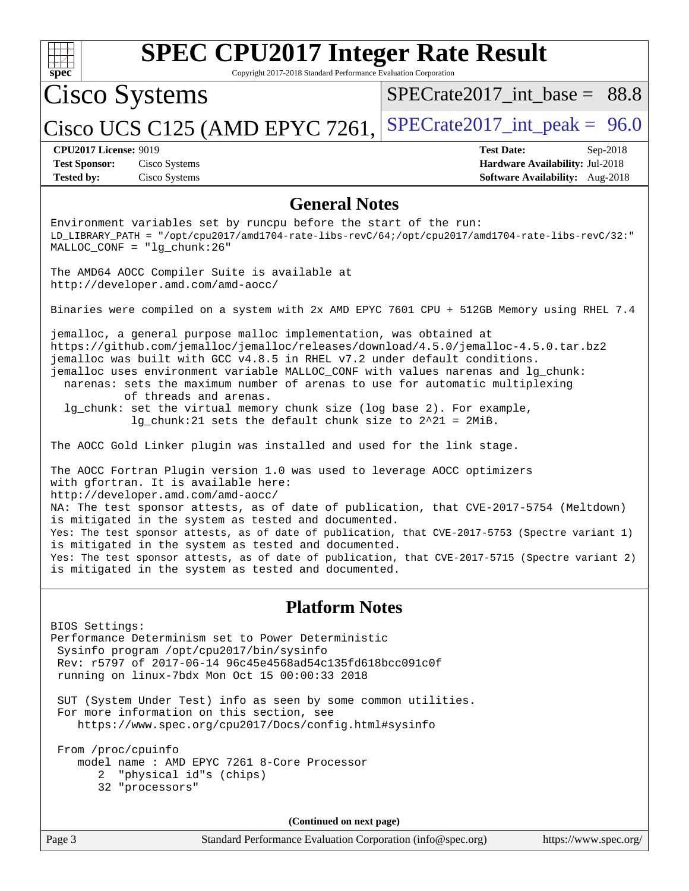# SPEC CPU2017 Integer Rate Result

Copyright 2017-2018 Standard Performance Evaluation Corporation

## Cisco Systems

Cisco UCS C125 (AMD EPYC 7261,

SPECrate2017_int_base = 88.8

SPECrate2017_int_peak = 96.0

**CPU2017 License:** 9019
**Test Sponsor:** Cisco Systems
**Tested by:** Cisco Systems

**Test Date:** Sep-2018
**Hardware Availability:** Jul-2018
**Software Availability:** Aug-2018

## General Notes

```
Environment variables set by runcpu before the start of the run:
LD_LIBRARY_PATH = "/opt/cpu2017/amd1704-rate-libs-revC/64;/opt/cpu2017/amd1704-rate-libs-revC/32:"
MALLOC_CONF = "lg_chunk:26"

The AMD64 AOCC Compiler Suite is available at
http://developer.amd.com/amd-aocc/

Binaries were compiled on a system with 2x AMD EPYC 7601 CPU + 512GB Memory using RHEL 7.4

jemalloc, a general purpose malloc implementation, was obtained at
https://github.com/jemalloc/jemalloc/releases/download/4.5.0/jemalloc-4.5.0.tar.bz2
jemalloc was built with GCC v4.8.5 in RHEL v7.2 under default conditions.
jemalloc uses environment variable MALLOC_CONF with values narenas and lg_chunk:
  narenas: sets the maximum number of arenas to use for automatic multiplexing
           of threads and arenas.
  lg_chunk: set the virtual memory chunk size (log base 2). For example,
            lg_chunk:21 sets the default chunk size to 2^21 = 2MiB.

The AOCC Gold Linker plugin was installed and used for the link stage.

The AOCC Fortran Plugin version 1.0 was used to leverage AOCC optimizers
with gfortran. It is available here:
http://developer.amd.com/amd-aocc/
NA: The test sponsor attests, as of date of publication, that CVE-2017-5754 (Meltdown)
is mitigated in the system as tested and documented.
Yes: The test sponsor attests, as of date of publication, that CVE-2017-5753 (Spectre variant 1)
is mitigated in the system as tested and documented.
Yes: The test sponsor attests, as of date of publication, that CVE-2017-5715 (Spectre variant 2)
is mitigated in the system as tested and documented.
```

## Platform Notes

```
BIOS Settings:
Performance Determinism set to Power Deterministic
 Sysinfo program /opt/cpu2017/bin/sysinfo
 Rev: r5797 of 2017-06-14 96c45e4568ad54c135fd618bcc091c0f
 running on linux-7bdx Mon Oct 15 00:00:33 2018

 SUT (System Under Test) info as seen by some common utilities.
 For more information on this section, see
    https://www.spec.org/cpu2017/Docs/config.html#sysinfo

 From /proc/cpuinfo
    model name : AMD EPYC 7261 8-Core Processor
       2  "physical id"s (chips)
       32 "processors"
```

(Continued on next page)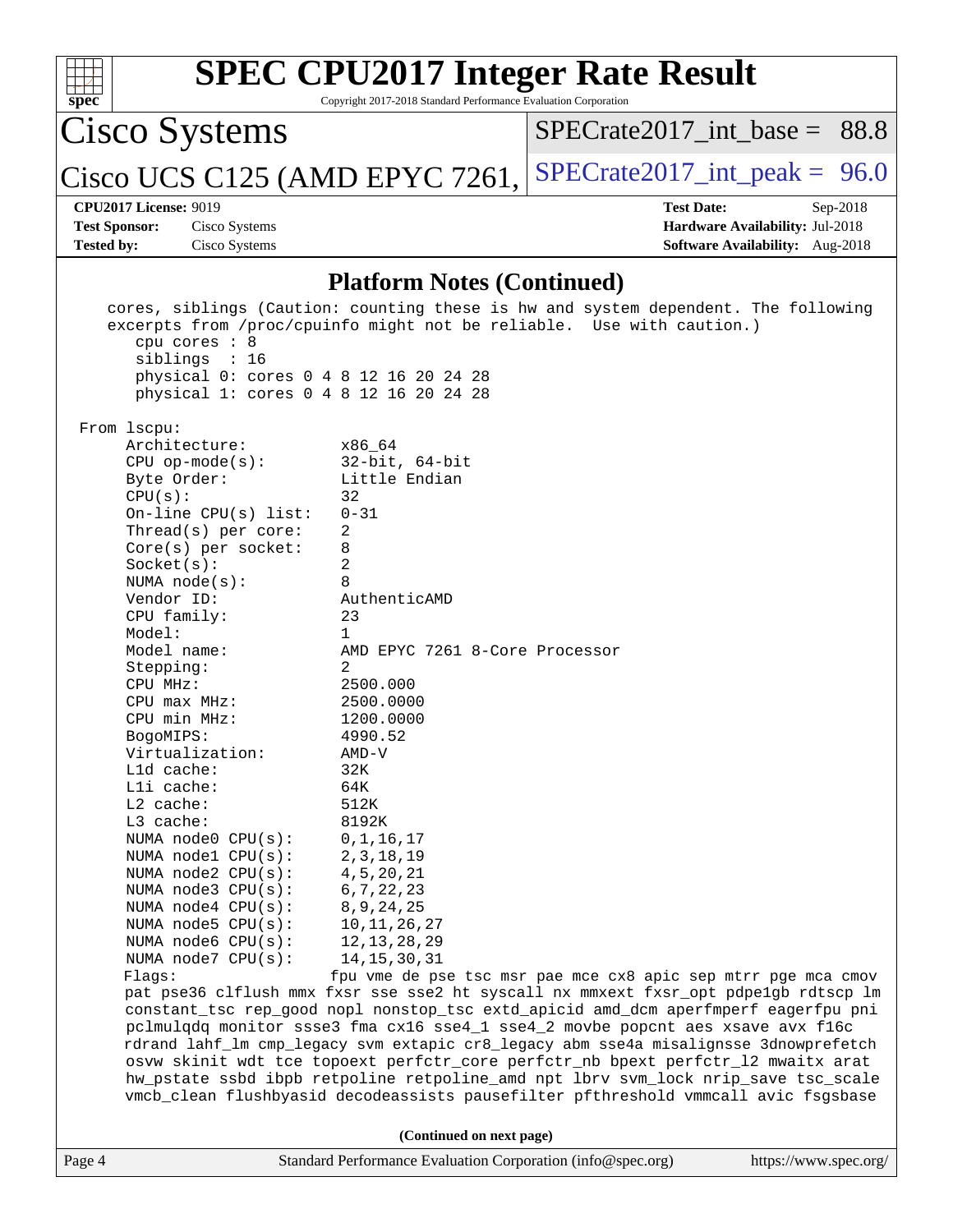## Platform Notes (Continued)

```
    cores, siblings (Caution: counting these is hw and system dependent. The following
    excerpts from /proc/cpuinfo might not be reliable.  Use with caution.)
       cpu cores : 8
       siblings  : 16
       physical 0: cores 0 4 8 12 16 20 24 28
       physical 1: cores 0 4 8 12 16 20 24 28

 From lscpu:
      Architecture:          x86_64
      CPU op-mode(s):        32-bit, 64-bit
      Byte Order:            Little Endian
      CPU(s):                32
      On-line CPU(s) list:   0-31
      Thread(s) per core:    2
      Core(s) per socket:    8
      Socket(s):             2
      NUMA node(s):          8
      Vendor ID:             AuthenticAMD
      CPU family:            23
      Model:                 1
      Model name:            AMD EPYC 7261 8-Core Processor
      Stepping:              2
      CPU MHz:               2500.000
      CPU max MHz:           2500.0000
      CPU min MHz:           1200.0000
      BogoMIPS:              4990.52
      Virtualization:        AMD-V
      L1d cache:             32K
      L1i cache:             64K
      L2 cache:              512K
      L3 cache:              8192K
      NUMA node0 CPU(s):     0,1,16,17
      NUMA node1 CPU(s):     2,3,18,19
      NUMA node2 CPU(s):     4,5,20,21
      NUMA node3 CPU(s):     6,7,22,23
      NUMA node4 CPU(s):     8,9,24,25
      NUMA node5 CPU(s):     10,11,26,27
      NUMA node6 CPU(s):     12,13,28,29
      NUMA node7 CPU(s):     14,15,30,31
      Flags:                 fpu vme de pse tsc msr pae mce cx8 apic sep mtrr pge mca cmov
      pat pse36 clflush mmx fxsr sse sse2 ht syscall nx mmxext fxsr_opt pdpe1gb rdtscp lm
      constant_tsc rep_good nopl nonstop_tsc extd_apicid amd_dcm aperfmperf eagerfpu pni
      pclmulqdq monitor ssse3 fma cx16 sse4_1 sse4_2 movbe popcnt aes xsave avx f16c
      rdrand lahf_lm cmp_legacy svm extapic cr8_legacy abm sse4a misalignsse 3dnowprefetch
      osvw skinit wdt tce topoext perfctr_core perfctr_nb bpext perfctr_l2 mwaitx arat
      hw_pstate ssbd ibpb retpoline retpoline_amd npt lbrv svm_lock nrip_save tsc_scale
      vmcb_clean flushbyasid decodeassists pausefilter pfthreshold vmmcall avic fsgsbase
```

**(Continued on next page)**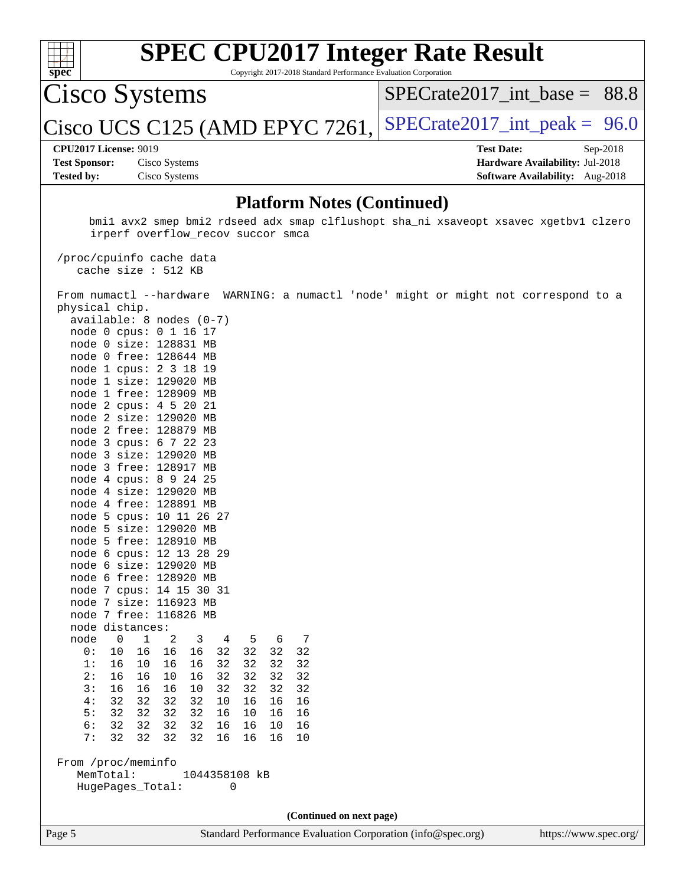# SPEC CPU2017 Integer Rate Result

Copyright 2017-2018 Standard Performance Evaluation Corporation

**Cisco Systems**

**Cisco UCS C125 (AMD EPYC 7261,**

SPECrate2017_int_base = 88.8

SPECrate2017_int_peak = 96.0

**CPU2017 License:** 9019
**Test Sponsor:** Cisco Systems
**Tested by:** Cisco Systems

**Test Date:** Sep-2018
**Hardware Availability:** Jul-2018
**Software Availability:** Aug-2018

## Platform Notes (Continued)

```
      bmi1 avx2 smep bmi2 rdseed adx smap clflushopt sha_ni xsaveopt xsavec xgetbv1 clzero
      irperf overflow_recov succor smca

 /proc/cpuinfo cache data
    cache size : 512 KB

 From numactl --hardware  WARNING: a numactl 'node' might or might not correspond to a
 physical chip.
   available: 8 nodes (0-7)
   node 0 cpus: 0 1 16 17
   node 0 size: 128831 MB
   node 0 free: 128644 MB
   node 1 cpus: 2 3 18 19
   node 1 size: 129020 MB
   node 1 free: 128909 MB
   node 2 cpus: 4 5 20 21
   node 2 size: 129020 MB
   node 2 free: 128879 MB
   node 3 cpus: 6 7 22 23
   node 3 size: 129020 MB
   node 3 free: 128917 MB
   node 4 cpus: 8 9 24 25
   node 4 size: 129020 MB
   node 4 free: 128891 MB
   node 5 cpus: 10 11 26 27
   node 5 size: 129020 MB
   node 5 free: 128910 MB
   node 6 cpus: 12 13 28 29
   node 6 size: 129020 MB
   node 6 free: 128920 MB
   node 7 cpus: 14 15 30 31
   node 7 size: 116923 MB
   node 7 free: 116826 MB
   node distances:
   node   0   1   2   3   4   5   6   7
     0:  10  16  16  16  32  32  32  32
     1:  16  10  16  16  32  32  32  32
     2:  16  16  10  16  32  32  32  32
     3:  16  16  16  10  32  32  32  32
     4:  32  32  32  32  10  16  16  16
     5:  32  32  32  32  16  10  16  16
     6:  32  32  32  32  16  16  10  16
     7:  32  32  32  32  16  16  16  10

 From /proc/meminfo
    MemTotal:       1044358108 kB
    HugePages_Total:       0
```

(Continued on next page)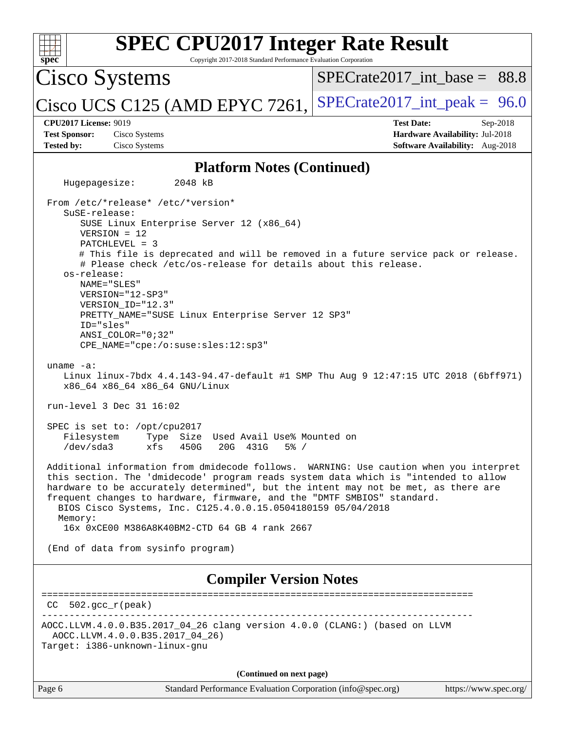## Platform Notes (Continued)

```
   Hugepagesize:        2048 kB

 From /etc/*release* /etc/*version*
   SuSE-release:
      SUSE Linux Enterprise Server 12 (x86_64)
      VERSION = 12
      PATCHLEVEL = 3
      # This file is deprecated and will be removed in a future service pack or release.
      # Please check /etc/os-release for details about this release.
   os-release:
      NAME="SLES"
      VERSION="12-SP3"
      VERSION_ID="12.3"
      PRETTY_NAME="SUSE Linux Enterprise Server 12 SP3"
      ID="sles"
      ANSI_COLOR="0;32"
      CPE_NAME="cpe:/o:suse:sles:12:sp3"

 uname -a:
   Linux linux-7bdx 4.4.143-94.47-default #1 SMP Thu Aug 9 12:47:15 UTC 2018 (6bff971)
   x86_64 x86_64 x86_64 GNU/Linux

 run-level 3 Dec 31 16:02

 SPEC is set to: /opt/cpu2017
   Filesystem     Type  Size  Used Avail Use% Mounted on
   /dev/sda3      xfs   450G   20G  431G   5% /

 Additional information from dmidecode follows.  WARNING: Use caution when you interpret
 this section. The 'dmidecode' program reads system data which is "intended to allow
 hardware to be accurately determined", but the intent may not be met, as there are
 frequent changes to hardware, firmware, and the "DMTF SMBIOS" standard.
   BIOS Cisco Systems, Inc. C125.4.0.0.15.0504180159 05/04/2018
   Memory:
    16x 0xCE00 M386A8K40BM2-CTD 64 GB 4 rank 2667

 (End of data from sysinfo program)
```

## Compiler Version Notes

```
==============================================================================
 CC  502.gcc_r(peak)
------------------------------------------------------------------------------
AOCC.LLVM.4.0.0.B35.2017_04_26 clang version 4.0.0 (CLANG:) (based on LLVM
  AOCC.LLVM.4.0.0.B35.2017_04_26)
Target: i386-unknown-linux-gnu
```

**(Continued on next page)**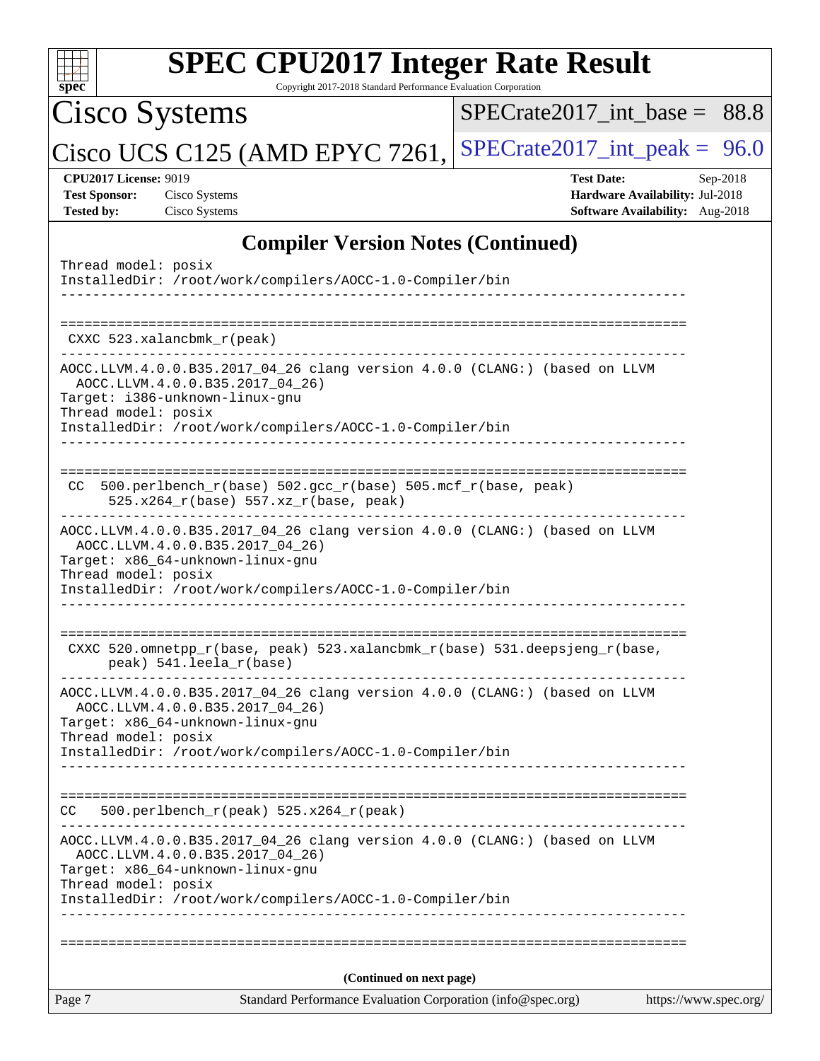## Compiler Version Notes (Continued)

```
Thread model: posix
InstalledDir: /root/work/compilers/AOCC-1.0-Compiler/bin
------------------------------------------------------------------------------

==============================================================================
 CXXC 523.xalancbmk_r(peak)
------------------------------------------------------------------------------
AOCC.LLVM.4.0.0.B35.2017_04_26 clang version 4.0.0 (CLANG:) (based on LLVM
  AOCC.LLVM.4.0.0.B35.2017_04_26)
Target: i386-unknown-linux-gnu
Thread model: posix
InstalledDir: /root/work/compilers/AOCC-1.0-Compiler/bin
------------------------------------------------------------------------------

==============================================================================
 CC  500.perlbench_r(base) 502.gcc_r(base) 505.mcf_r(base, peak)
      525.x264_r(base) 557.xz_r(base, peak)
------------------------------------------------------------------------------
AOCC.LLVM.4.0.0.B35.2017_04_26 clang version 4.0.0 (CLANG:) (based on LLVM
  AOCC.LLVM.4.0.0.B35.2017_04_26)
Target: x86_64-unknown-linux-gnu
Thread model: posix
InstalledDir: /root/work/compilers/AOCC-1.0-Compiler/bin
------------------------------------------------------------------------------

==============================================================================
 CXXC 520.omnetpp_r(base, peak) 523.xalancbmk_r(base) 531.deepsjeng_r(base,
      peak) 541.leela_r(base)
------------------------------------------------------------------------------
AOCC.LLVM.4.0.0.B35.2017_04_26 clang version 4.0.0 (CLANG:) (based on LLVM
  AOCC.LLVM.4.0.0.B35.2017_04_26)
Target: x86_64-unknown-linux-gnu
Thread model: posix
InstalledDir: /root/work/compilers/AOCC-1.0-Compiler/bin
------------------------------------------------------------------------------

==============================================================================
CC   500.perlbench_r(peak) 525.x264_r(peak)
------------------------------------------------------------------------------
AOCC.LLVM.4.0.0.B35.2017_04_26 clang version 4.0.0 (CLANG:) (based on LLVM
  AOCC.LLVM.4.0.0.B35.2017_04_26)
Target: x86_64-unknown-linux-gnu
Thread model: posix
InstalledDir: /root/work/compilers/AOCC-1.0-Compiler/bin
------------------------------------------------------------------------------

==============================================================================
```

**(Continued on next page)**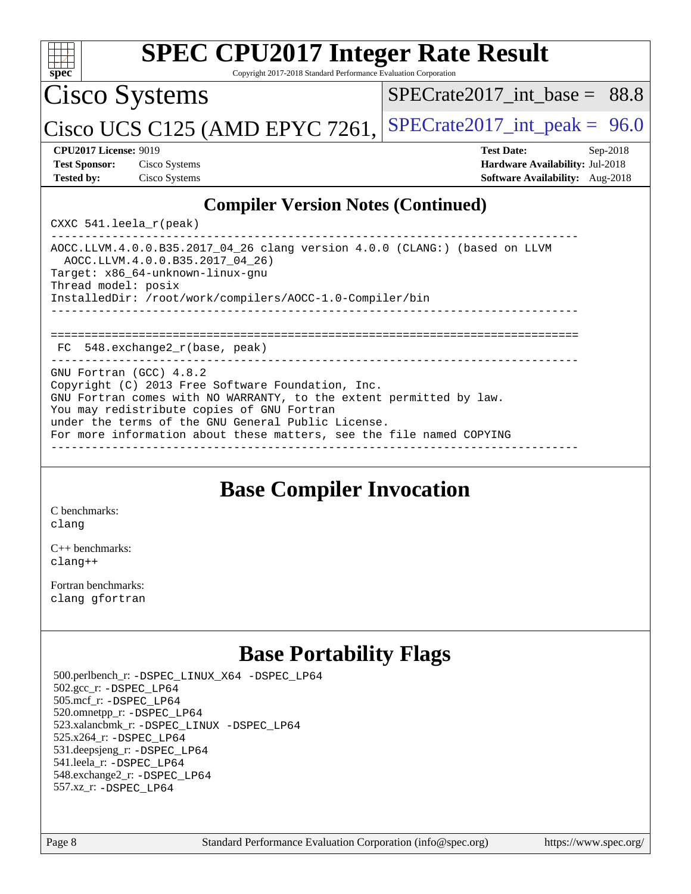# SPEC CPU2017 Integer Rate Result

Copyright 2017-2018 Standard Performance Evaluation Corporation

## Cisco Systems

## Cisco UCS C125 (AMD EPYC 7261,

SPECrate2017_int_base = 88.8

SPECrate2017_int_peak = 96.0

**CPU2017 License:** 9019
**Test Sponsor:** Cisco Systems
**Tested by:** Cisco Systems

**Test Date:** Sep-2018
**Hardware Availability:** Jul-2018
**Software Availability:** Aug-2018

## Compiler Version Notes (Continued)

```
CXXC 541.leela_r(peak)
------------------------------------------------------------------------------
AOCC.LLVM.4.0.0.B35.2017_04_26 clang version 4.0.0 (CLANG:) (based on LLVM
  AOCC.LLVM.4.0.0.B35.2017_04_26)
Target: x86_64-unknown-linux-gnu
Thread model: posix
InstalledDir: /root/work/compilers/AOCC-1.0-Compiler/bin
------------------------------------------------------------------------------

==============================================================================
 FC  548.exchange2_r(base, peak)
------------------------------------------------------------------------------
GNU Fortran (GCC) 4.8.2
Copyright (C) 2013 Free Software Foundation, Inc.
GNU Fortran comes with NO WARRANTY, to the extent permitted by law.
You may redistribute copies of GNU Fortran
under the terms of the GNU General Public License.
For more information about these matters, see the file named COPYING
------------------------------------------------------------------------------
```

## Base Compiler Invocation

C benchmarks:
clang

C++ benchmarks:
clang++

Fortran benchmarks:
clang gfortran

## Base Portability Flags

500.perlbench_r: -DSPEC_LINUX_X64 -DSPEC_LP64
502.gcc_r: -DSPEC_LP64
505.mcf_r: -DSPEC_LP64
520.omnetpp_r: -DSPEC_LP64
523.xalancbmk_r: -DSPEC_LINUX -DSPEC_LP64
525.x264_r: -DSPEC_LP64
531.deepsjeng_r: -DSPEC_LP64
541.leela_r: -DSPEC_LP64
548.exchange2_r: -DSPEC_LP64
557.xz_r: -DSPEC_LP64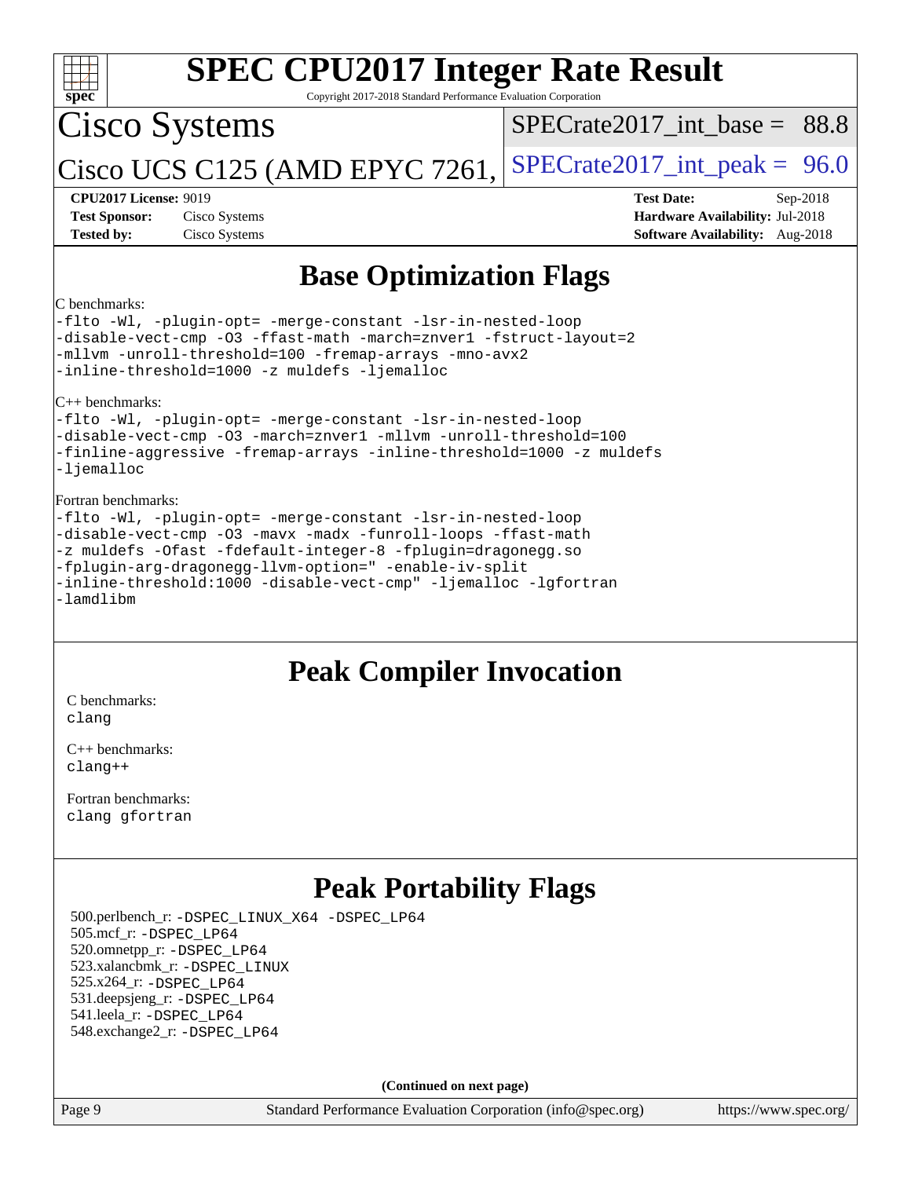# SPEC CPU2017 Integer Rate Result

Copyright 2017-2018 Standard Performance Evaluation Corporation

## Cisco Systems

## Cisco UCS C125 (AMD EPYC 7261,

SPECrate2017_int_base = 88.8

SPECrate2017_int_peak = 96.0

**CPU2017 License:** 9019
**Test Sponsor:** Cisco Systems
**Tested by:** Cisco Systems

**Test Date:** Sep-2018
**Hardware Availability:** Jul-2018
**Software Availability:** Aug-2018

## Base Optimization Flags

C benchmarks:

```
-flto -Wl, -plugin-opt= -merge-constant -lsr-in-nested-loop
-disable-vect-cmp -O3 -ffast-math -march=znver1 -fstruct-layout=2
-mllvm -unroll-threshold=100 -fremap-arrays -mno-avx2
-inline-threshold=1000 -z muldefs -ljemalloc
```

C++ benchmarks:

```
-flto -Wl, -plugin-opt= -merge-constant -lsr-in-nested-loop
-disable-vect-cmp -O3 -march=znver1 -mllvm -unroll-threshold=100
-finline-aggressive -fremap-arrays -inline-threshold=1000 -z muldefs
-ljemalloc
```

Fortran benchmarks:

```
-flto -Wl, -plugin-opt= -merge-constant -lsr-in-nested-loop
-disable-vect-cmp -O3 -mavx -madx -funroll-loops -ffast-math
-z muldefs -Ofast -fdefault-integer-8 -fplugin=dragonegg.so
-fplugin-arg-dragonegg-llvm-option=" -enable-iv-split
-inline-threshold:1000 -disable-vect-cmp" -ljemalloc -lgfortran
-lamdlibm
```

## Peak Compiler Invocation

C benchmarks:
`clang`

C++ benchmarks:
`clang++`

Fortran benchmarks:
`clang gfortran`

## Peak Portability Flags

500.perlbench_r: `-DSPEC_LINUX_X64 -DSPEC_LP64`
505.mcf_r: `-DSPEC_LP64`
520.omnetpp_r: `-DSPEC_LP64`
523.xalancbmk_r: `-DSPEC_LINUX`
525.x264_r: `-DSPEC_LP64`
531.deepsjeng_r: `-DSPEC_LP64`
541.leela_r: `-DSPEC_LP64`
548.exchange2_r: `-DSPEC_LP64`

**(Continued on next page)**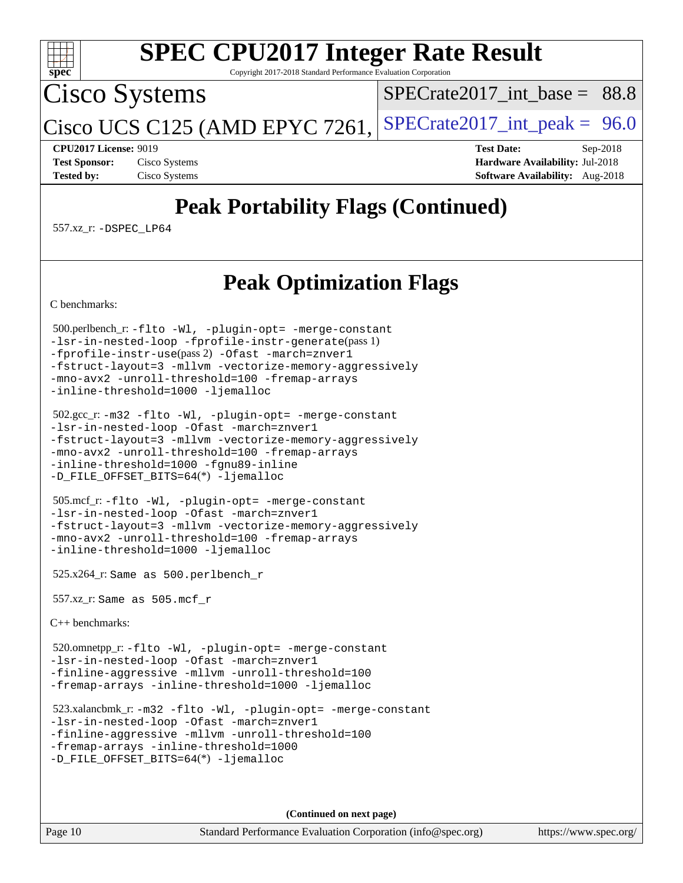# SPEC CPU2017 Integer Rate Result

Copyright 2017-2018 Standard Performance Evaluation Corporation

## Cisco Systems

Cisco UCS C125 (AMD EPYC 7261,

SPECrate2017_int_base = 88.8

SPECrate2017_int_peak = 96.0

**CPU2017 License:** 9019
**Test Sponsor:** Cisco Systems
**Tested by:** Cisco Systems

**Test Date:** Sep-2018
**Hardware Availability:** Jul-2018
**Software Availability:** Aug-2018

## Peak Portability Flags (Continued)

557.xz_r: `-DSPEC_LP64`

## Peak Optimization Flags

C benchmarks:

500.perlbench_r: `-flto -Wl, -plugin-opt= -merge-constant -lsr-in-nested-loop -fprofile-instr-generate`(pass 1) `-fprofile-instr-use`(pass 2) `-Ofast -march=znver1 -fstruct-layout=3 -mllvm -vectorize-memory-aggressively -mno-avx2 -unroll-threshold=100 -fremap-arrays -inline-threshold=1000 -ljemalloc`

502.gcc_r: `-m32 -flto -Wl, -plugin-opt= -merge-constant -lsr-in-nested-loop -Ofast -march=znver1 -fstruct-layout=3 -mllvm -vectorize-memory-aggressively -mno-avx2 -unroll-threshold=100 -fremap-arrays -inline-threshold=1000 -fgnu89-inline -D_FILE_OFFSET_BITS=64`(*) `-ljemalloc`

505.mcf_r: `-flto -Wl, -plugin-opt= -merge-constant -lsr-in-nested-loop -Ofast -march=znver1 -fstruct-layout=3 -mllvm -vectorize-memory-aggressively -mno-avx2 -unroll-threshold=100 -fremap-arrays -inline-threshold=1000 -ljemalloc`

525.x264_r: Same as 500.perlbench_r

557.xz_r: Same as 505.mcf_r

C++ benchmarks:

520.omnetpp_r: `-flto -Wl, -plugin-opt= -merge-constant -lsr-in-nested-loop -Ofast -march=znver1 -finline-aggressive -mllvm -unroll-threshold=100 -fremap-arrays -inline-threshold=1000 -ljemalloc`

523.xalancbmk_r: `-m32 -flto -Wl, -plugin-opt= -merge-constant -lsr-in-nested-loop -Ofast -march=znver1 -finline-aggressive -mllvm -unroll-threshold=100 -fremap-arrays -inline-threshold=1000 -D_FILE_OFFSET_BITS=64`(*) `-ljemalloc`

**(Continued on next page)**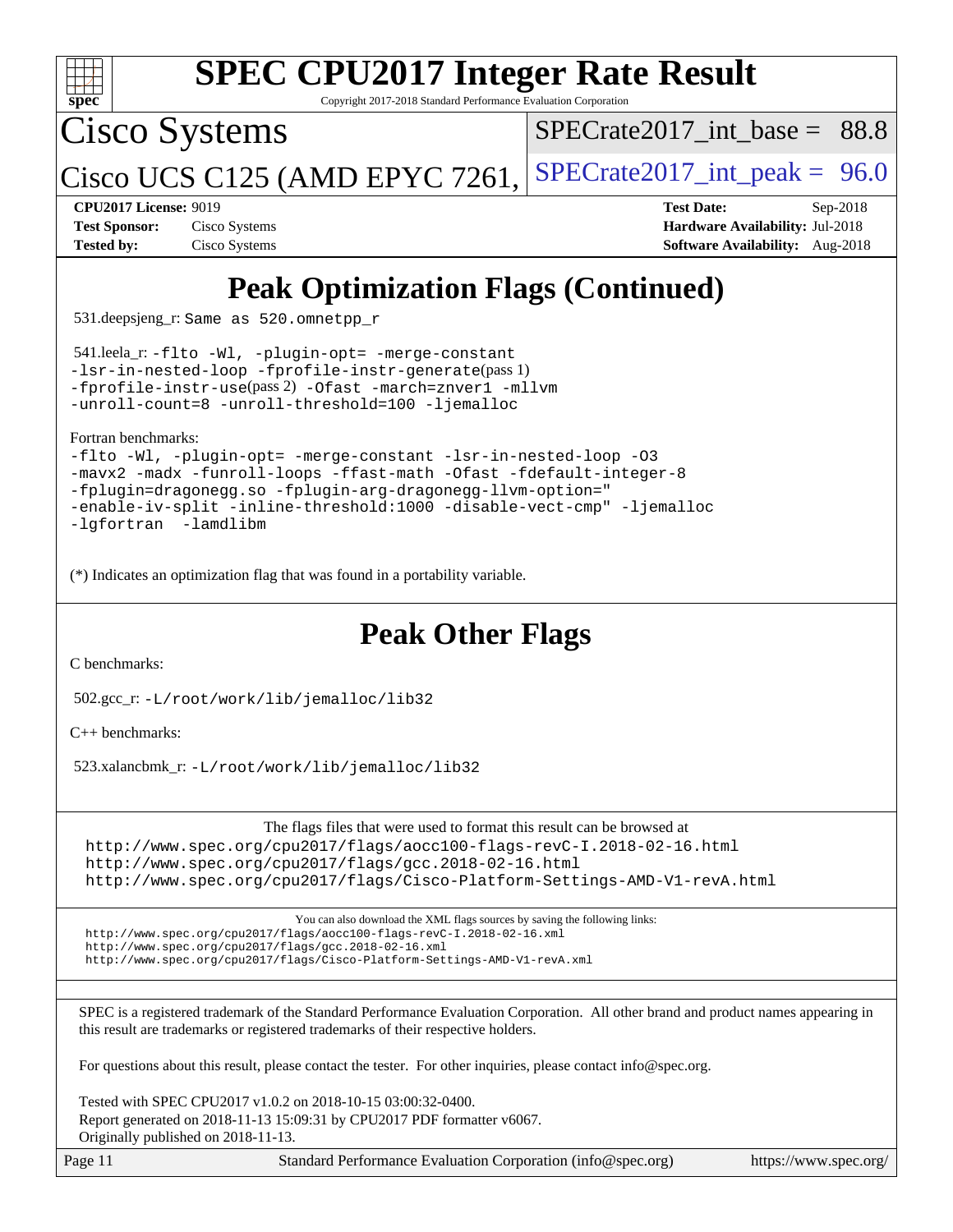# Peak Optimization Flags (Continued)

531.deepsjeng_r: Same as 520.omnetpp_r

541.leela_r: `-flto -Wl, -plugin-opt= -merge-constant -lsr-in-nested-loop -fprofile-instr-generate`(pass 1) `-fprofile-instr-use`(pass 2) `-Ofast -march=znver1 -mllvm -unroll-count=8 -unroll-threshold=100 -ljemalloc`

Fortran benchmarks:

```
-flto -Wl, -plugin-opt= -merge-constant -lsr-in-nested-loop -O3
-mavx2 -madx -funroll-loops -ffast-math -Ofast -fdefault-integer-8
-fplugin=dragonegg.so -fplugin-arg-dragonegg-llvm-option="
-enable-iv-split -inline-threshold:1000 -disable-vect-cmp" -ljemalloc
-lgfortran  -lamdlibm
```

(*) Indicates an optimization flag that was found in a portability variable.

# Peak Other Flags

C benchmarks:

502.gcc_r: `-L/root/work/lib/jemalloc/lib32`

C++ benchmarks:

523.xalancbmk_r: `-L/root/work/lib/jemalloc/lib32`

The flags files that were used to format this result can be browsed at

http://www.spec.org/cpu2017/flags/aocc100-flags-revC-I.2018-02-16.html
http://www.spec.org/cpu2017/flags/gcc.2018-02-16.html
http://www.spec.org/cpu2017/flags/Cisco-Platform-Settings-AMD-V1-revA.html

You can also download the XML flags sources by saving the following links:

http://www.spec.org/cpu2017/flags/aocc100-flags-revC-I.2018-02-16.xml
http://www.spec.org/cpu2017/flags/gcc.2018-02-16.xml
http://www.spec.org/cpu2017/flags/Cisco-Platform-Settings-AMD-V1-revA.xml

SPEC is a registered trademark of the Standard Performance Evaluation Corporation. All other brand and product names appearing in this result are trademarks or registered trademarks of their respective holders.

For questions about this result, please contact the tester. For other inquiries, please contact info@spec.org.

Tested with SPEC CPU2017 v1.0.2 on 2018-10-15 03:00:32-0400.
Report generated on 2018-11-13 15:09:31 by CPU2017 PDF formatter v6067.
Originally published on 2018-11-13.